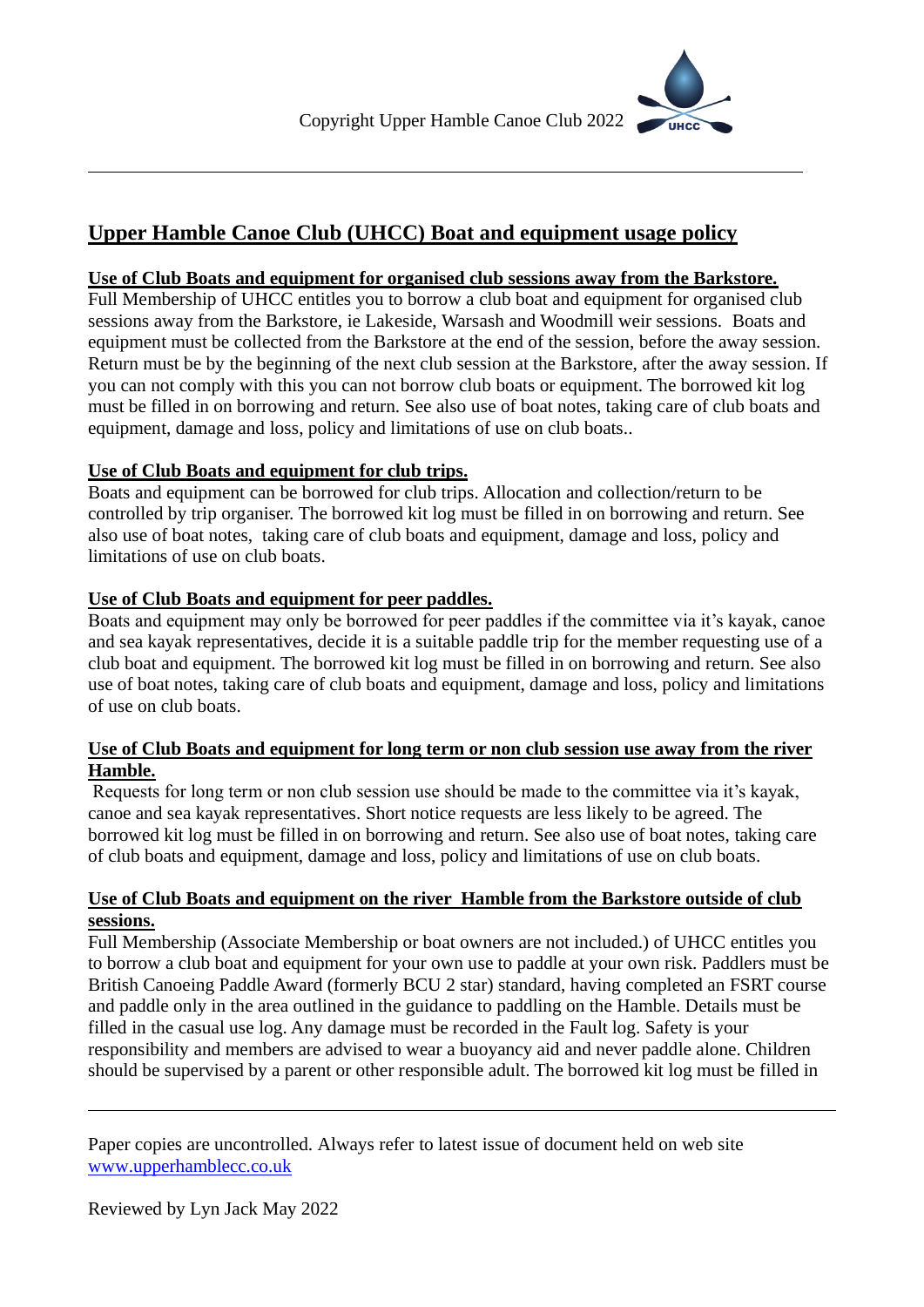# Upper Hamble Canoe Club (UHCC) Boat and equipment usage policy

## Use of Club Boats and equipment for organised club sessions away from the Barkstore.

Full Membership of UHCC entitles you to borrow a club boat and equipment for organised club sessions away from the Barkstore, ie Lakeside, Warsash and Woodmill weir sessions. Boats and equipment must be collected from the Barkstore at the end of the session, before the away session. Return must be by the beginning of the next club session at the Barkstore, after the away session. If you can not comply with this you can not borrow club boats or equipment. The borrowed kit log must be filled in on borrowing and return. See also use of boat notes, taking care of club boats and equipment, damage and loss, policy and limitations of use on club boats..

## Use of Club Boats and equipment for club trips.

Boats and equipment can be borrowed for club trips. Allocation and collection/return to be controlled by trip organiser. The borrowed kit log must be filled in on borrowing and return. See also use of boat notes, taking care of club boats and equipment, damage and loss, policy and limitations of use on club boats.

## Use of Club Boats and equipment for peer paddles.

Boats and equipment may only be borrowed for peer paddles if the committee via it's kayak, canoe and sea kayak representatives, decide it is a suitable paddle trip for the member requesting use of a club boat and equipment. The borrowed kit log must be filled in on borrowing and return. See also use of boat notes, taking care of club boats and equipment, damage and loss, policy and limitations of use on club boats.

## Use of Club Boats and equipment for long term or non club session use away from the river Hamble.

Requests for long term or non club session use should be made to the committee via it's kayak, canoe and sea kayak representatives. Short notice requests are less likely to be agreed. The borrowed kit log must be filled in on borrowing and return. See also use of boat notes, taking care of club boats and equipment, damage and loss, policy and limitations of use on club boats.

## Use of Club Boats and equipment on the river Hamble from the Barkstore outside of club sessions.

Full Membership (Associate Membership or boat owners are not included.) of UHCC entitles you to borrow a club boat and equipment for your own use to paddle at your own risk. Paddlers must be British Canoeing Paddle Award (formerly BCU 2 star) standard, having completed an FSRT course and paddle only in the area outlined in the guidance to paddling on the Hamble. Details must be filled in the casual use log. Any damage must be recorded in the Fault log. Safety is your responsibility and members are advised to wear a buoyancy aid and never paddle alone. Children should be supervised by a parent or other responsible adult. The borrowed kit log must be filled in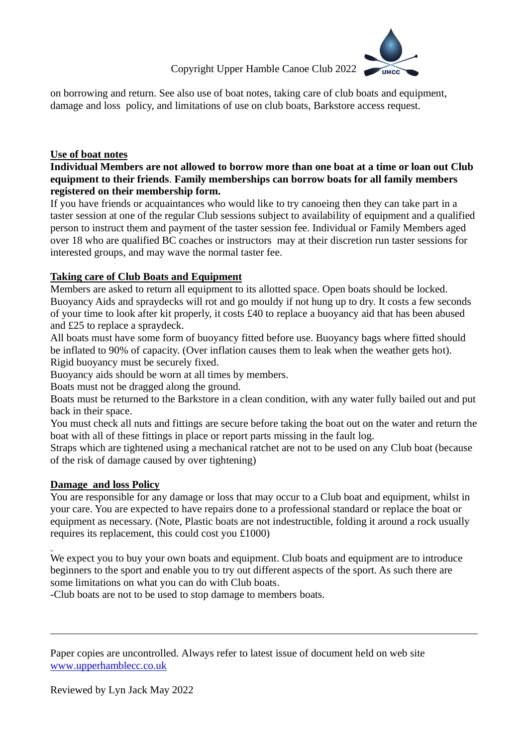on borrowing and return. See also use of boat notes, taking care of club boats and equipment, damage and loss  policy, and limitations of use on club boats, Barkstore access request.

## Use of boat notes

**Individual Members are not allowed to borrow more than one boat at a time or loan out Club equipment to their friends**. **Family memberships can borrow boats for all family members registered on their membership form.**

If you have friends or acquaintances who would like to try canoeing then they can take part in a taster session at one of the regular Club sessions subject to availability of equipment and a qualified person to instruct them and payment of the taster session fee. Individual or Family Members aged over 18 who are qualified BC coaches or instructors  may at their discretion run taster sessions for interested groups, and may wave the normal taster fee.

## Taking care of Club Boats and Equipment

Members are asked to return all equipment to its allotted space. Open boats should be locked. Buoyancy Aids and spraydecks will rot and go mouldy if not hung up to dry. It costs a few seconds of your time to look after kit properly, it costs £40 to replace a buoyancy aid that has been abused and £25 to replace a spraydeck.

All boats must have some form of buoyancy fitted before use. Buoyancy bags where fitted should be inflated to 90% of capacity. (Over inflation causes them to leak when the weather gets hot). Rigid buoyancy must be securely fixed.

Buoyancy aids should be worn at all times by members.

Boats must not be dragged along the ground.

Boats must be returned to the Barkstore in a clean condition, with any water fully bailed out and put back in their space.

You must check all nuts and fittings are secure before taking the boat out on the water and return the boat with all of these fittings in place or report parts missing in the fault log.

Straps which are tightened using a mechanical ratchet are not to be used on any Club boat (because of the risk of damage caused by over tightening)

## Damage  and loss Policy

You are responsible for any damage or loss that may occur to a Club boat and equipment, whilst in your care. You are expected to have repairs done to a professional standard or replace the boat or equipment as necessary. (Note, Plastic boats are not indestructible, folding it around a rock usually requires its replacement, this could cost you £1000)

We expect you to buy your own boats and equipment. Club boats and equipment are to introduce beginners to the sport and enable you to try out different aspects of the sport. As such there are some limitations on what you can do with Club boats.

-Club boats are not to be used to stop damage to members boats.

---

Paper copies are uncontrolled. Always refer to latest issue of document held on web site [www.upperhamblecc.co.uk](http://www.upperhamblecc.co.uk)

Reviewed by Lyn Jack May 2022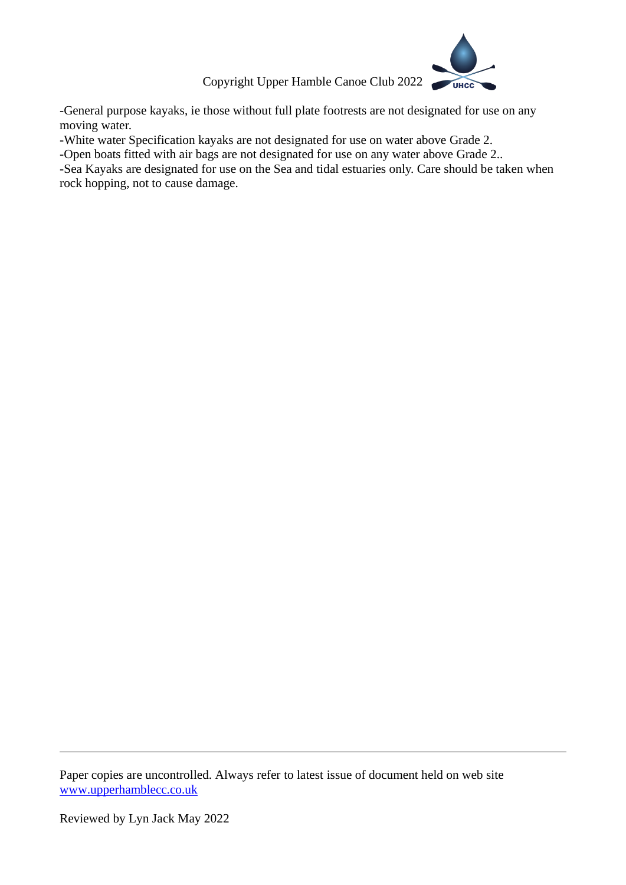-General purpose kayaks, ie those without full plate footrests are not designated for use on any moving water.
-White water Specification kayaks are not designated for use on water above Grade 2.
-Open boats fitted with air bags are not designated for use on any water above Grade 2..
-Sea Kayaks are designated for use on the Sea and tidal estuaries only. Care should be taken when rock hopping, not to cause damage.

---

Paper copies are uncontrolled. Always refer to latest issue of document held on web site [www.upperhamblecc.co.uk](http://www.upperhamblecc.co.uk)

Reviewed by Lyn Jack May 2022